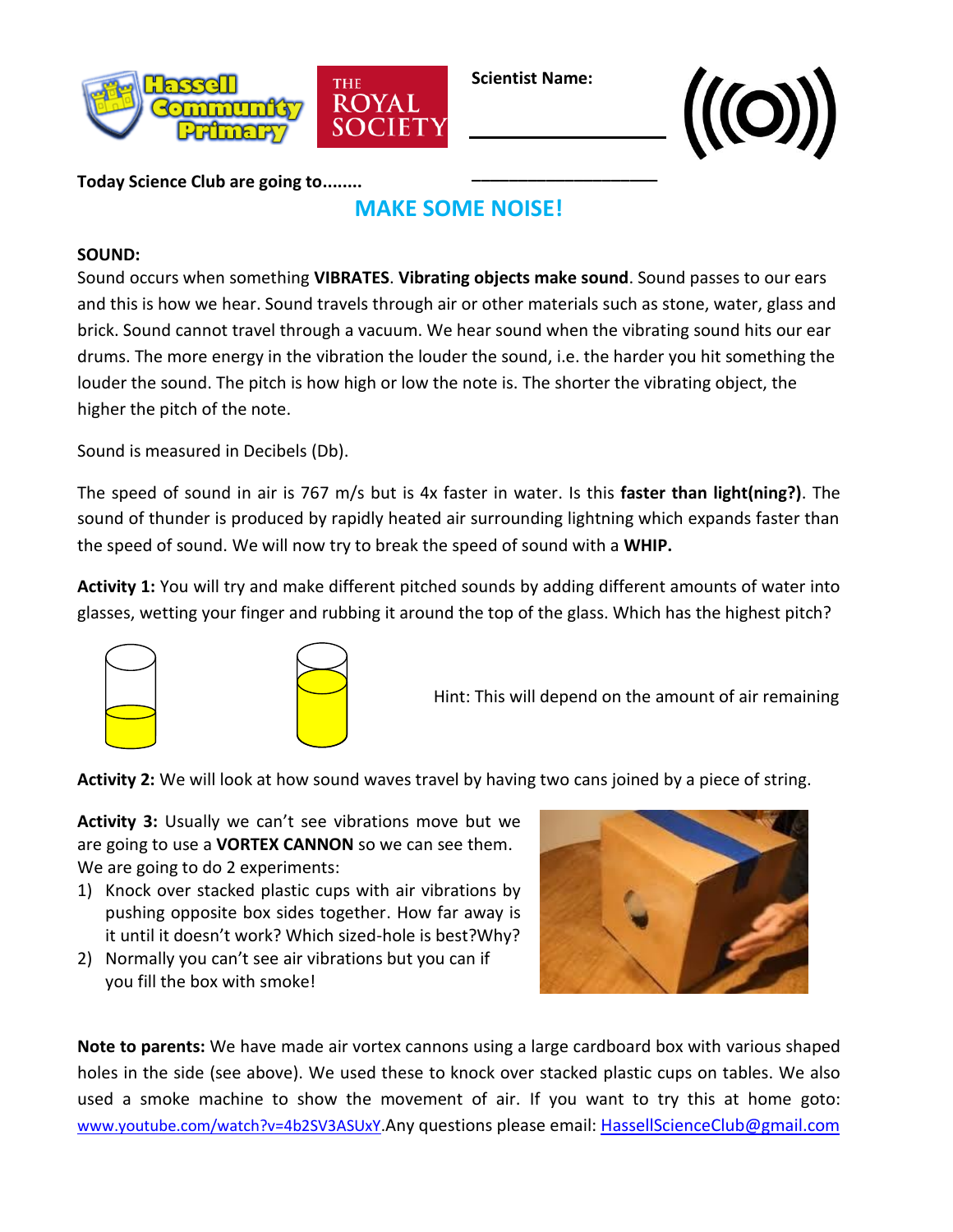Scientist Name: ___________________

Today Science Club are going to........

## MAKE SOME NOISE!

**SOUND:**
Sound occurs when something **VIBRATES**. **Vibrating objects make sound**. Sound passes to our ears and this is how we hear. Sound travels through air or other materials such as stone, water, glass and brick. Sound cannot travel through a vacuum. We hear sound when the vibrating sound hits our ear drums. The more energy in the vibration the louder the sound, i.e. the harder you hit something the louder the sound. The pitch is how high or low the note is. The shorter the vibrating object, the higher the pitch of the note.

Sound is measured in Decibels (Db).

The speed of sound in air is 767 m/s but is 4x faster in water. Is this **faster than light(ning?)**. The sound of thunder is produced by rapidly heated air surrounding lightning which expands faster than the speed of sound. We will now try to break the speed of sound with a **WHIP.**

**Activity 1:** You will try and make different pitched sounds by adding different amounts of water into glasses, wetting your finger and rubbing it around the top of the glass. Which has the highest pitch?

Hint: This will depend on the amount of air remaining

**Activity 2:** We will look at how sound waves travel by having two cans joined by a piece of string.

**Activity 3:** Usually we can't see vibrations move but we are going to use a **VORTEX CANNON** so we can see them. We are going to do 2 experiments:

1) Knock over stacked plastic cups with air vibrations by pushing opposite box sides together. How far away is it until it doesn't work? Which sized-hole is best?Why?
2) Normally you can't see air vibrations but you can if you fill the box with smoke!

**Note to parents:** We have made air vortex cannons using a large cardboard box with various shaped holes in the side (see above). We used these to knock over stacked plastic cups on tables. We also used a smoke machine to show the movement of air. If you want to try this at home goto: www.youtube.com/watch?v=4b2SV3ASUxY.Any questions please email: HassellScienceClub@gmail.com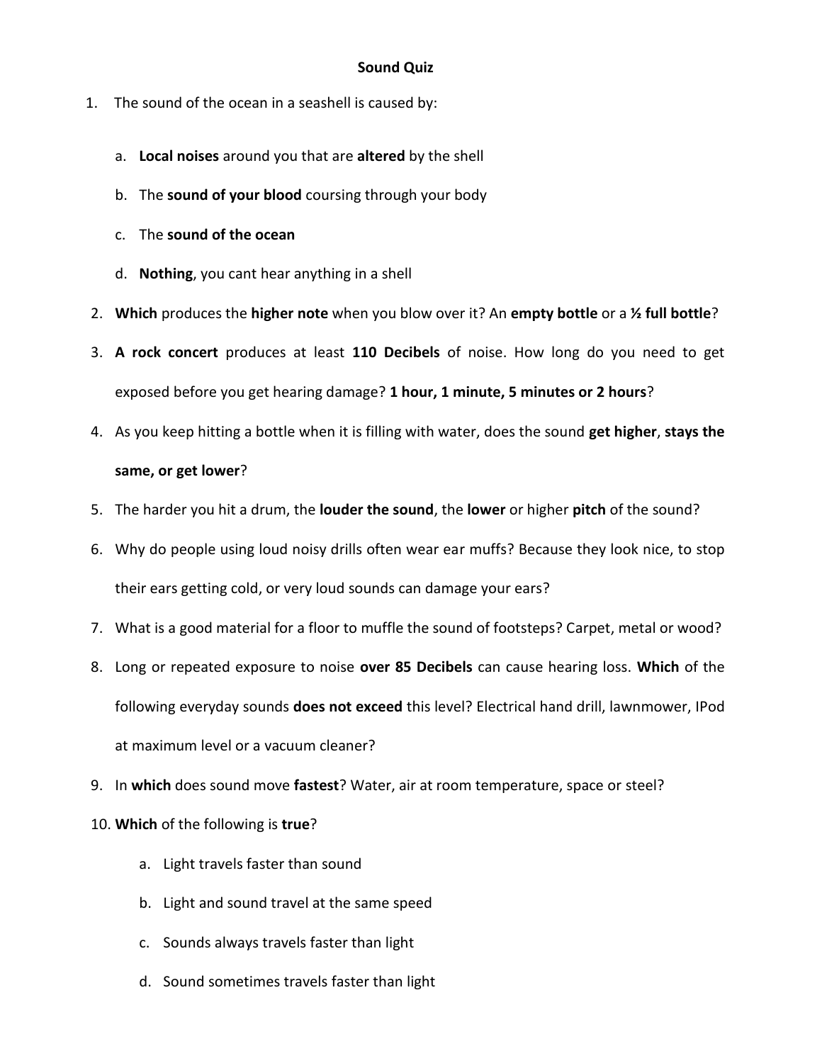**Sound Quiz**

1. The sound of the ocean in a seashell is caused by:

    a. **Local noises** around you that are **altered** by the shell

    b. The **sound of your blood** coursing through your body

    c. The **sound of the ocean**

    d. **Nothing**, you cant hear anything in a shell

2. **Which** produces the **higher note** when you blow over it? An **empty bottle** or a **½ full bottle**?

3. **A rock concert** produces at least **110 Decibels** of noise. How long do you need to get exposed before you get hearing damage? **1 hour, 1 minute, 5 minutes or 2 hours**?

4. As you keep hitting a bottle when it is filling with water, does the sound **get higher**, **stays the same, or get lower**?

5. The harder you hit a drum, the **louder the sound**, the **lower** or higher **pitch** of the sound?

6. Why do people using loud noisy drills often wear ear muffs? Because they look nice, to stop their ears getting cold, or very loud sounds can damage your ears?

7. What is a good material for a floor to muffle the sound of footsteps? Carpet, metal or wood?

8. Long or repeated exposure to noise **over 85 Decibels** can cause hearing loss. **Which** of the following everyday sounds **does not exceed** this level? Electrical hand drill, lawnmower, IPod at maximum level or a vacuum cleaner?

9. In **which** does sound move **fastest**? Water, air at room temperature, space or steel?

10. **Which** of the following is **true**?

    a. Light travels faster than sound

    b. Light and sound travel at the same speed

    c. Sounds always travels faster than light

    d. Sound sometimes travels faster than light